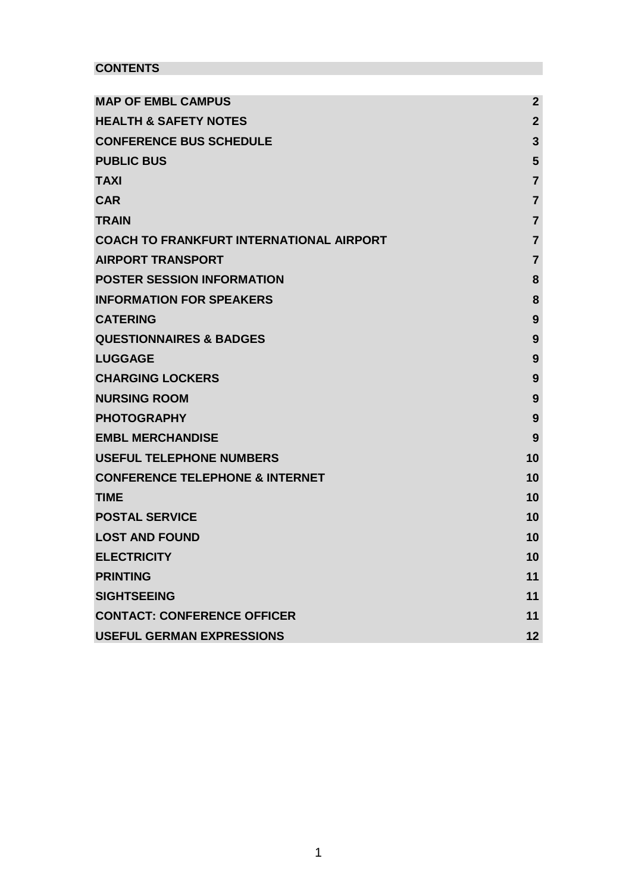## CONTENTS

| | |
|---|---|
| **MAP OF EMBL CAMPUS** | **2** |
| **HEALTH & SAFETY NOTES** | **2** |
| **CONFERENCE BUS SCHEDULE** | **3** |
| **PUBLIC BUS** | **5** |
| **TAXI** | **7** |
| **CAR** | **7** |
| **TRAIN** | **7** |
| **COACH TO FRANKFURT INTERNATIONAL AIRPORT** | **7** |
| **AIRPORT TRANSPORT** | **7** |
| **POSTER SESSION INFORMATION** | **8** |
| **INFORMATION FOR SPEAKERS** | **8** |
| **CATERING** | **9** |
| **QUESTIONNAIRES & BADGES** | **9** |
| **LUGGAGE** | **9** |
| **CHARGING LOCKERS** | **9** |
| **NURSING ROOM** | **9** |
| **PHOTOGRAPHY** | **9** |
| **EMBL MERCHANDISE** | **9** |
| **USEFUL TELEPHONE NUMBERS** | **10** |
| **CONFERENCE TELEPHONE & INTERNET** | **10** |
| **TIME** | **10** |
| **POSTAL SERVICE** | **10** |
| **LOST AND FOUND** | **10** |
| **ELECTRICITY** | **10** |
| **PRINTING** | **11** |
| **SIGHTSEEING** | **11** |
| **CONTACT: CONFERENCE OFFICER** | **11** |
| **USEFUL GERMAN EXPRESSIONS** | **12** |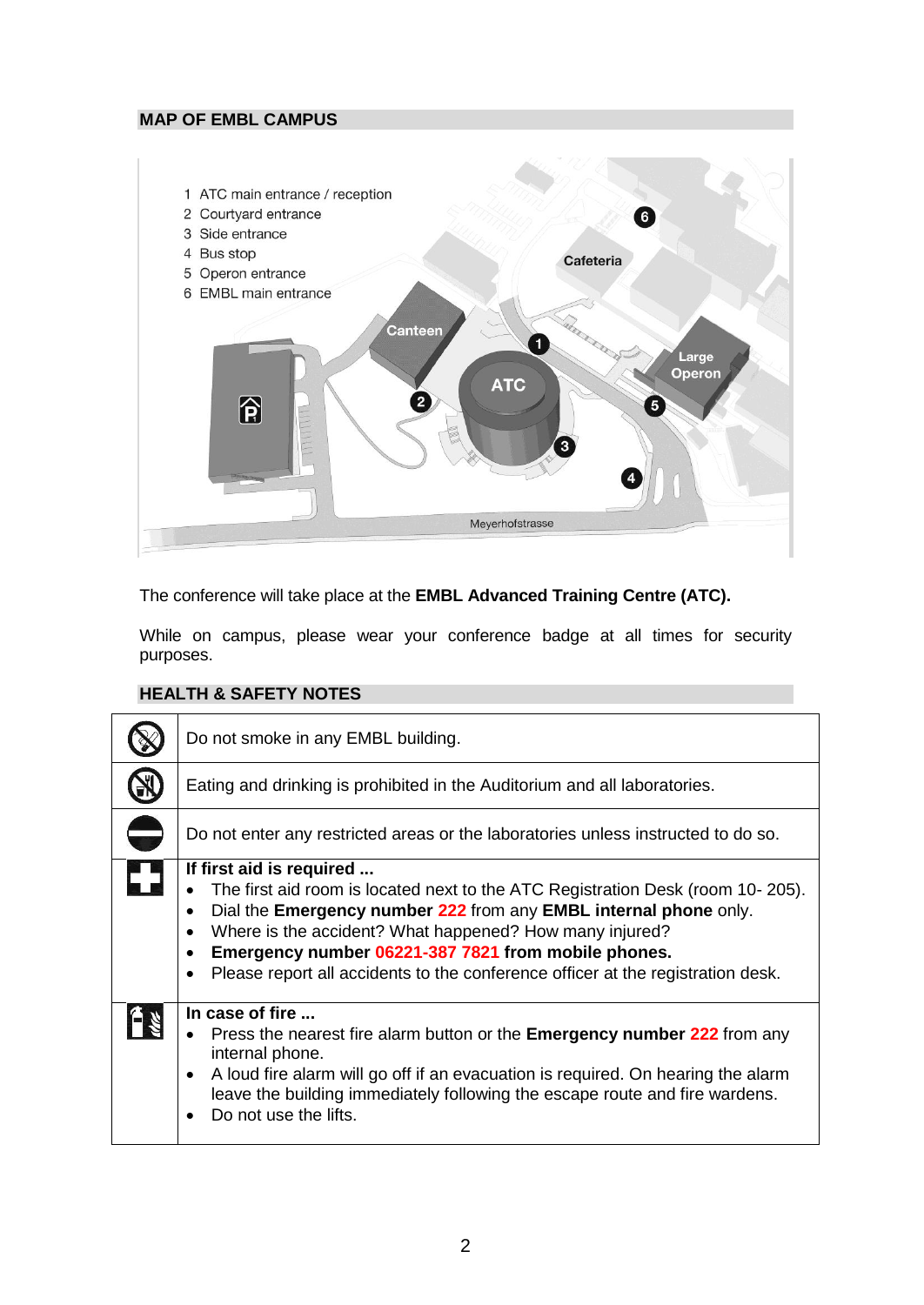## MAP OF EMBL CAMPUS

1 ATC main entrance / reception
2 Courtyard entrance
3 Side entrance
4 Bus stop
5 Operon entrance
6 EMBL main entrance

The conference will take place at the **EMBL Advanced Training Centre (ATC).**

While on campus, please wear your conference badge at all times for security purposes.

## HEALTH & SAFETY NOTES

| | |
|---|---|
| | Do not smoke in any EMBL building. |
| | Eating and drinking is prohibited in the Auditorium and all laboratories. |
| | Do not enter any restricted areas or the laboratories unless instructed to do so. |
| | **If first aid is required ...**<br>• The first aid room is located next to the ATC Registration Desk (room 10- 205).<br>• Dial the **Emergency number 222** from any **EMBL internal phone** only.<br>• Where is the accident? What happened? How many injured?<br>• **Emergency number 06221-387 7821 from mobile phones.**<br>• Please report all accidents to the conference officer at the registration desk. |
| | **In case of fire ...**<br>• Press the nearest fire alarm button or the **Emergency number 222** from any internal phone.<br>• A loud fire alarm will go off if an evacuation is required. On hearing the alarm leave the building immediately following the escape route and fire wardens.<br>• Do not use the lifts. |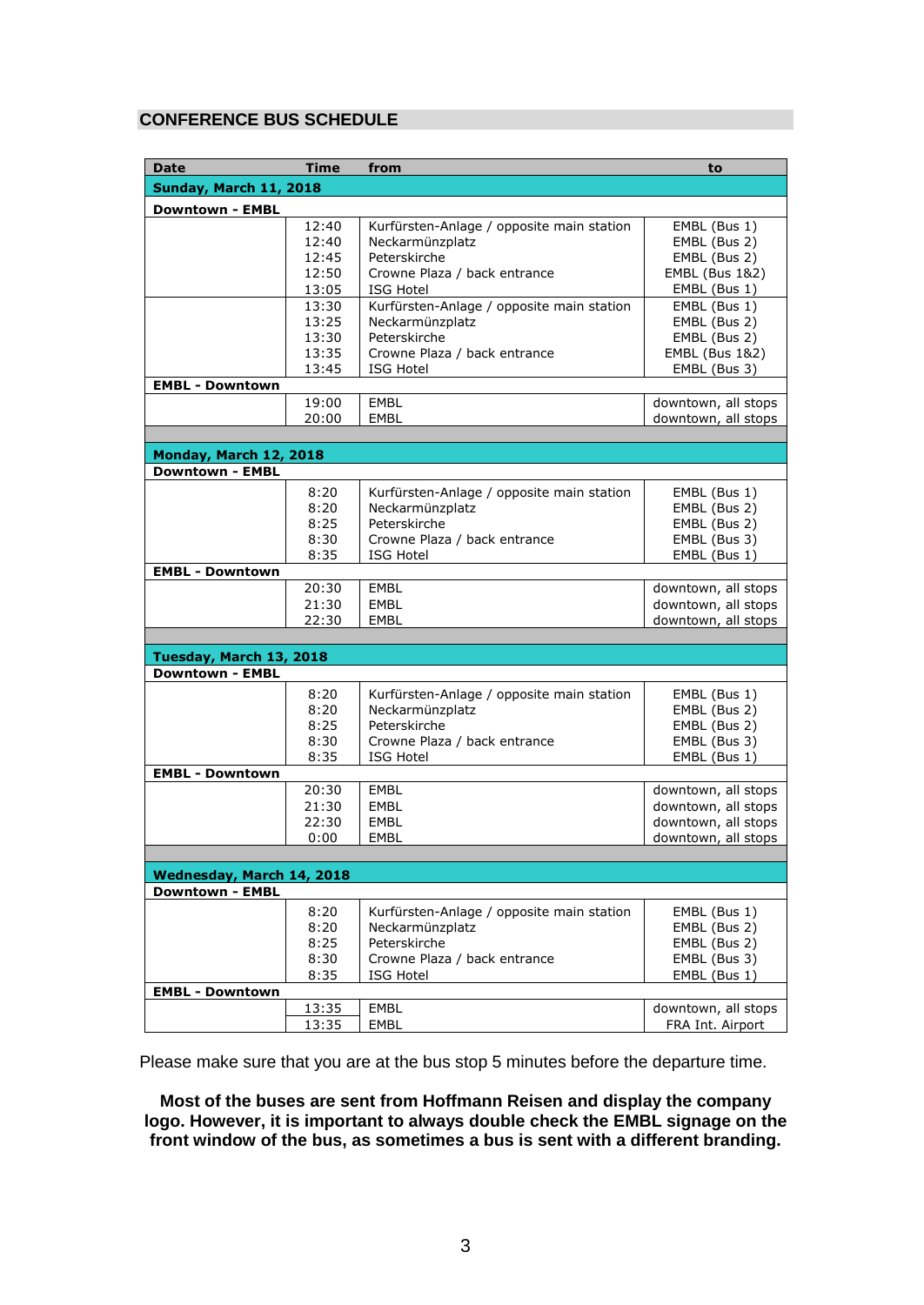## CONFERENCE BUS SCHEDULE

| Date | Time | from | to |
|---|---|---|---|
| **Sunday, March 11, 2018** | | | |
| **Downtown - EMBL** | | | |
| | 12:40 | Kurfürsten-Anlage / opposite main station | EMBL (Bus 1) |
| | 12:40 | Neckarmünzplatz | EMBL (Bus 2) |
| | 12:45 | Peterskirche | EMBL (Bus 2) |
| | 12:50 | Crowne Plaza / back entrance | EMBL (Bus 1&2) |
| | 13:05 | ISG Hotel | EMBL (Bus 1) |
| | 13:30 | Kurfürsten-Anlage / opposite main station | EMBL (Bus 1) |
| | 13:25 | Neckarmünzplatz | EMBL (Bus 2) |
| | 13:30 | Peterskirche | EMBL (Bus 2) |
| | 13:35 | Crowne Plaza / back entrance | EMBL (Bus 1&2) |
| | 13:45 | ISG Hotel | EMBL (Bus 3) |
| **EMBL - Downtown** | | | |
| | 19:00 | EMBL | downtown, all stops |
| | 20:00 | EMBL | downtown, all stops |
| **Monday, March 12, 2018** | | | |
| **Downtown - EMBL** | | | |
| | 8:20 | Kurfürsten-Anlage / opposite main station | EMBL (Bus 1) |
| | 8:20 | Neckarmünzplatz | EMBL (Bus 2) |
| | 8:25 | Peterskirche | EMBL (Bus 2) |
| | 8:30 | Crowne Plaza / back entrance | EMBL (Bus 3) |
| | 8:35 | ISG Hotel | EMBL (Bus 1) |
| **EMBL - Downtown** | | | |
| | 20:30 | EMBL | downtown, all stops |
| | 21:30 | EMBL | downtown, all stops |
| | 22:30 | EMBL | downtown, all stops |
| **Tuesday, March 13, 2018** | | | |
| **Downtown - EMBL** | | | |
| | 8:20 | Kurfürsten-Anlage / opposite main station | EMBL (Bus 1) |
| | 8:20 | Neckarmünzplatz | EMBL (Bus 2) |
| | 8:25 | Peterskirche | EMBL (Bus 2) |
| | 8:30 | Crowne Plaza / back entrance | EMBL (Bus 3) |
| | 8:35 | ISG Hotel | EMBL (Bus 1) |
| **EMBL - Downtown** | | | |
| | 20:30 | EMBL | downtown, all stops |
| | 21:30 | EMBL | downtown, all stops |
| | 22:30 | EMBL | downtown, all stops |
| | 0:00 | EMBL | downtown, all stops |
| **Wednesday, March 14, 2018** | | | |
| **Downtown - EMBL** | | | |
| | 8:20 | Kurfürsten-Anlage / opposite main station | EMBL (Bus 1) |
| | 8:20 | Neckarmünzplatz | EMBL (Bus 2) |
| | 8:25 | Peterskirche | EMBL (Bus 2) |
| | 8:30 | Crowne Plaza / back entrance | EMBL (Bus 3) |
| | 8:35 | ISG Hotel | EMBL (Bus 1) |
| **EMBL - Downtown** | | | |
| | 13:35 | EMBL | downtown, all stops |
| | 13:35 | EMBL | FRA Int. Airport |

Please make sure that you are at the bus stop 5 minutes before the departure time.

**Most of the buses are sent from Hoffmann Reisen and display the company logo. However, it is important to always double check the EMBL signage on the front window of the bus, as sometimes a bus is sent with a different branding.**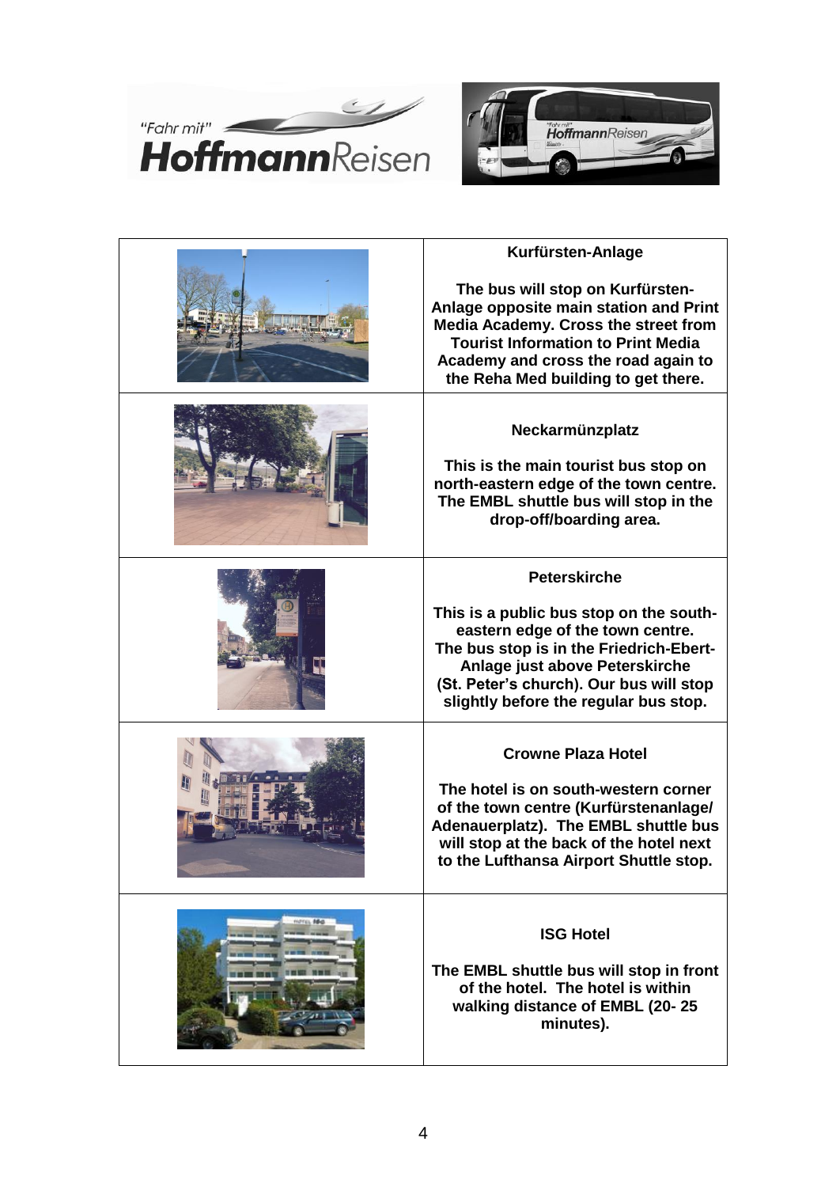| | |
|---|---|
| | **Kurfürsten-Anlage**<br><br>**The bus will stop on Kurfürsten-Anlage opposite main station and Print Media Academy. Cross the street from Tourist Information to Print Media Academy and cross the road again to the Reha Med building to get there.** |
| | **Neckarmünzplatz**<br><br>**This is the main tourist bus stop on north-eastern edge of the town centre. The EMBL shuttle bus will stop in the drop-off/boarding area.** |
| | **Peterskirche**<br><br>**This is a public bus stop on the south-eastern edge of the town centre. The bus stop is in the Friedrich-Ebert-Anlage just above Peterskirche (St. Peter's church). Our bus will stop slightly before the regular bus stop.** |
| | **Crowne Plaza Hotel**<br><br>**The hotel is on south-western corner of the town centre (Kurfürstenanlage/ Adenauerplatz). The EMBL shuttle bus will stop at the back of the hotel next to the Lufthansa Airport Shuttle stop.** |
| | **ISG Hotel**<br><br>**The EMBL shuttle bus will stop in front of the hotel. The hotel is within walking distance of EMBL (20- 25 minutes).** |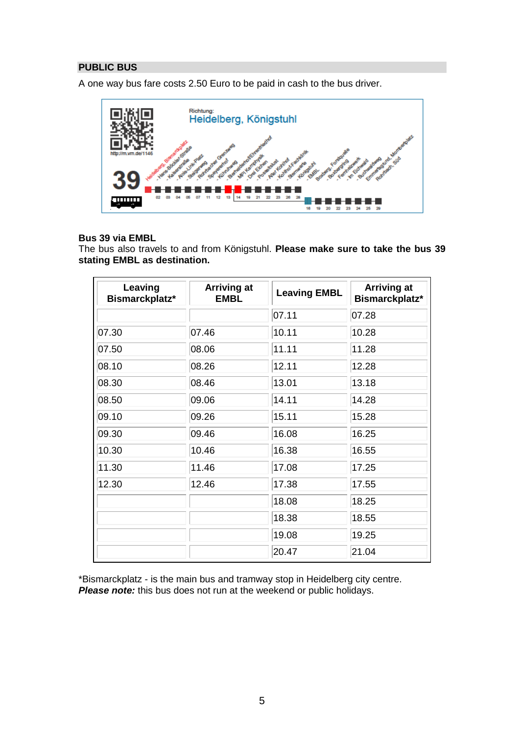## PUBLIC BUS

A one way bus fare costs 2.50 Euro to be paid in cash to the bus driver.

**Bus 39 via EMBL**
The bus also travels to and from Königstuhl. **Please make sure to take the bus 39 stating EMBL as destination.**

| Leaving Bismarckplatz* | Arriving at EMBL | Leaving EMBL | Arriving at Bismarckplatz* |
|---|---|---|---|
| | | 07.11 | 07.28 |
| 07.30 | 07.46 | 10.11 | 10.28 |
| 07.50 | 08.06 | 11.11 | 11.28 |
| 08.10 | 08.26 | 12.11 | 12.28 |
| 08.30 | 08.46 | 13.01 | 13.18 |
| 08.50 | 09.06 | 14.11 | 14.28 |
| 09.10 | 09.26 | 15.11 | 15.28 |
| 09.30 | 09.46 | 16.08 | 16.25 |
| 10.30 | 10.46 | 16.38 | 16.55 |
| 11.30 | 11.46 | 17.08 | 17.25 |
| 12.30 | 12.46 | 17.38 | 17.55 |
| | | 18.08 | 18.25 |
| | | 18.38 | 18.55 |
| | | 19.08 | 19.25 |
| | | 20.47 | 21.04 |

*Bismarckplatz - is the main bus and tramway stop in Heidelberg city centre.
***Please note:*** this bus does not run at the weekend or public holidays.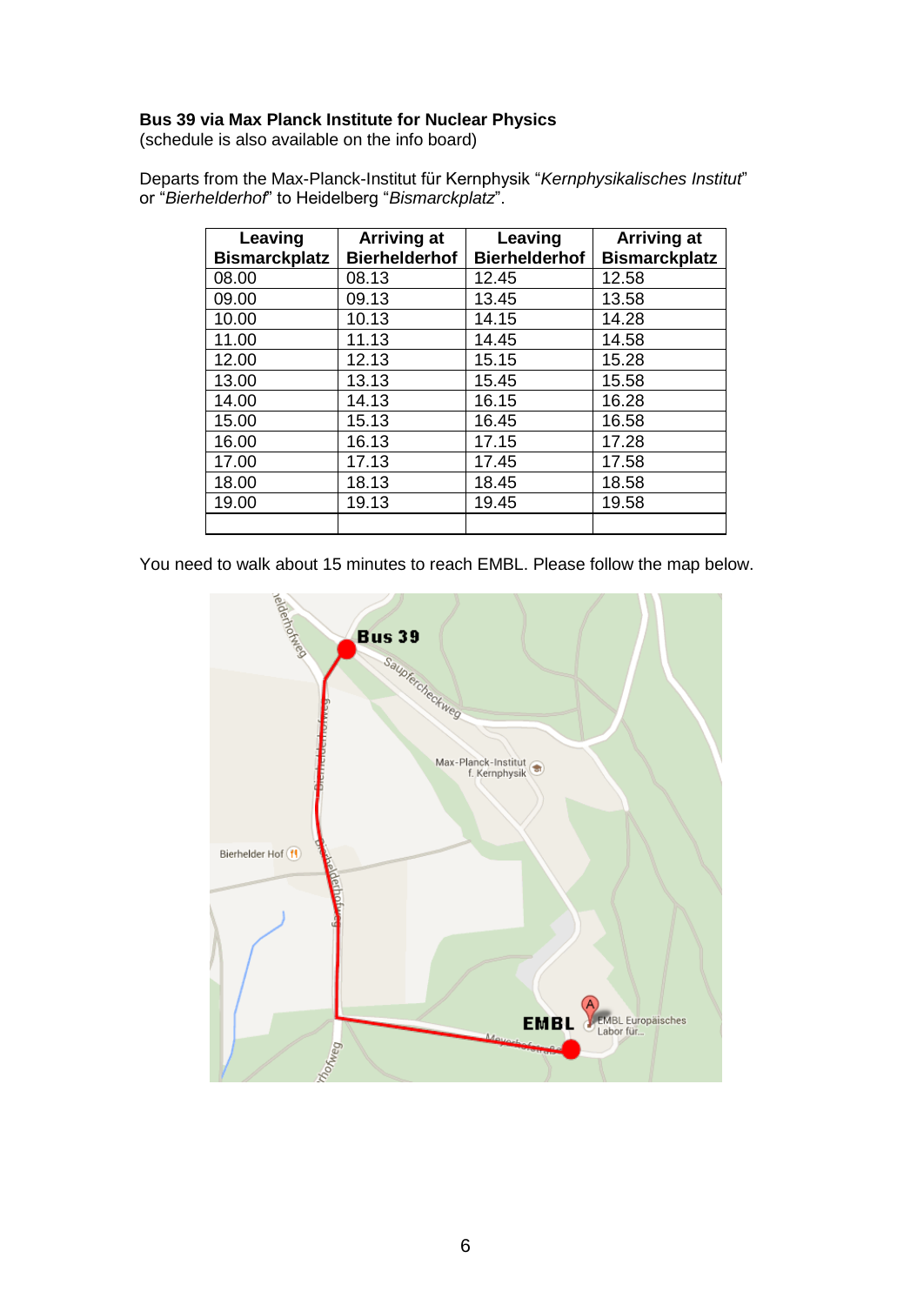**Bus 39 via Max Planck Institute for Nuclear Physics**
(schedule is also available on the info board)

Departs from the Max-Planck-Institut für Kernphysik "*Kernphysikalisches Institut*" or "*Bierhelderhof*" to Heidelberg "*Bismarckplatz*".

| Leaving Bismarckplatz | Arriving at Bierhelderhof | Leaving Bierhelderhof | Arriving at Bismarckplatz |
|---|---|---|---|
| 08.00 | 08.13 | 12.45 | 12.58 |
| 09.00 | 09.13 | 13.45 | 13.58 |
| 10.00 | 10.13 | 14.15 | 14.28 |
| 11.00 | 11.13 | 14.45 | 14.58 |
| 12.00 | 12.13 | 15.15 | 15.28 |
| 13.00 | 13.13 | 15.45 | 15.58 |
| 14.00 | 14.13 | 16.15 | 16.28 |
| 15.00 | 15.13 | 16.45 | 16.58 |
| 16.00 | 16.13 | 17.15 | 17.28 |
| 17.00 | 17.13 | 17.45 | 17.58 |
| 18.00 | 18.13 | 18.45 | 18.58 |
| 19.00 | 19.13 | 19.45 | 19.58 |
| | | | |

You need to walk about 15 minutes to reach EMBL. Please follow the map below.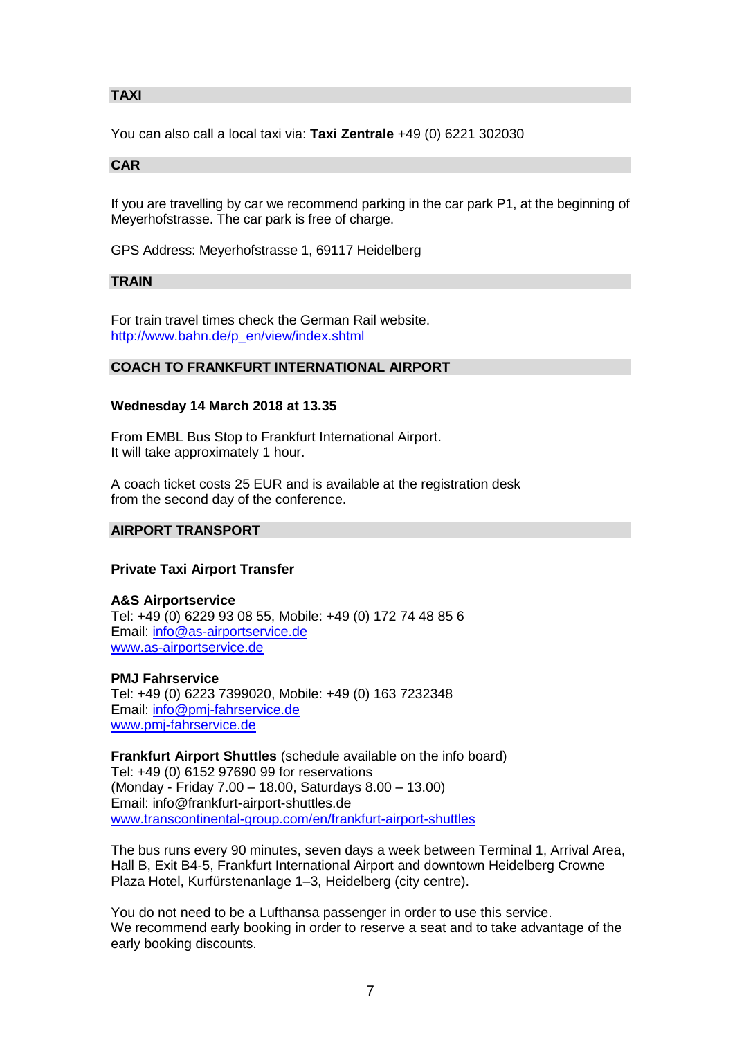## TAXI

You can also call a local taxi via: **Taxi Zentrale** +49 (0) 6221 302030

## CAR

If you are travelling by car we recommend parking in the car park P1, at the beginning of Meyerhofstrasse. The car park is free of charge.

GPS Address: Meyerhofstrasse 1, 69117 Heidelberg

## TRAIN

For train travel times check the German Rail website.
http://www.bahn.de/p_en/view/index.shtml

## COACH TO FRANKFURT INTERNATIONAL AIRPORT

**Wednesday 14 March 2018 at 13.35**

From EMBL Bus Stop to Frankfurt International Airport.
It will take approximately 1 hour.

A coach ticket costs 25 EUR and is available at the registration desk from the second day of the conference.

## AIRPORT TRANSPORT

**Private Taxi Airport Transfer**

**A&S Airportservice**
Tel: +49 (0) 6229 93 08 55, Mobile: +49 (0) 172 74 48 85 6
Email: info@as-airportservice.de
www.as-airportservice.de

**PMJ Fahrservice**
Tel: +49 (0) 6223 7399020, Mobile: +49 (0) 163 7232348
Email: info@pmj-fahrservice.de
www.pmj-fahrservice.de

**Frankfurt Airport Shuttles** (schedule available on the info board)
Tel: +49 (0) 6152 97690 99 for reservations
(Monday - Friday 7.00 – 18.00, Saturdays 8.00 – 13.00)
Email: info@frankfurt-airport-shuttles.de
www.transcontinental-group.com/en/frankfurt-airport-shuttles

The bus runs every 90 minutes, seven days a week between Terminal 1, Arrival Area, Hall B, Exit B4-5, Frankfurt International Airport and downtown Heidelberg Crowne Plaza Hotel, Kurfürstenanlage 1–3, Heidelberg (city centre).

You do not need to be a Lufthansa passenger in order to use this service.
We recommend early booking in order to reserve a seat and to take advantage of the early booking discounts.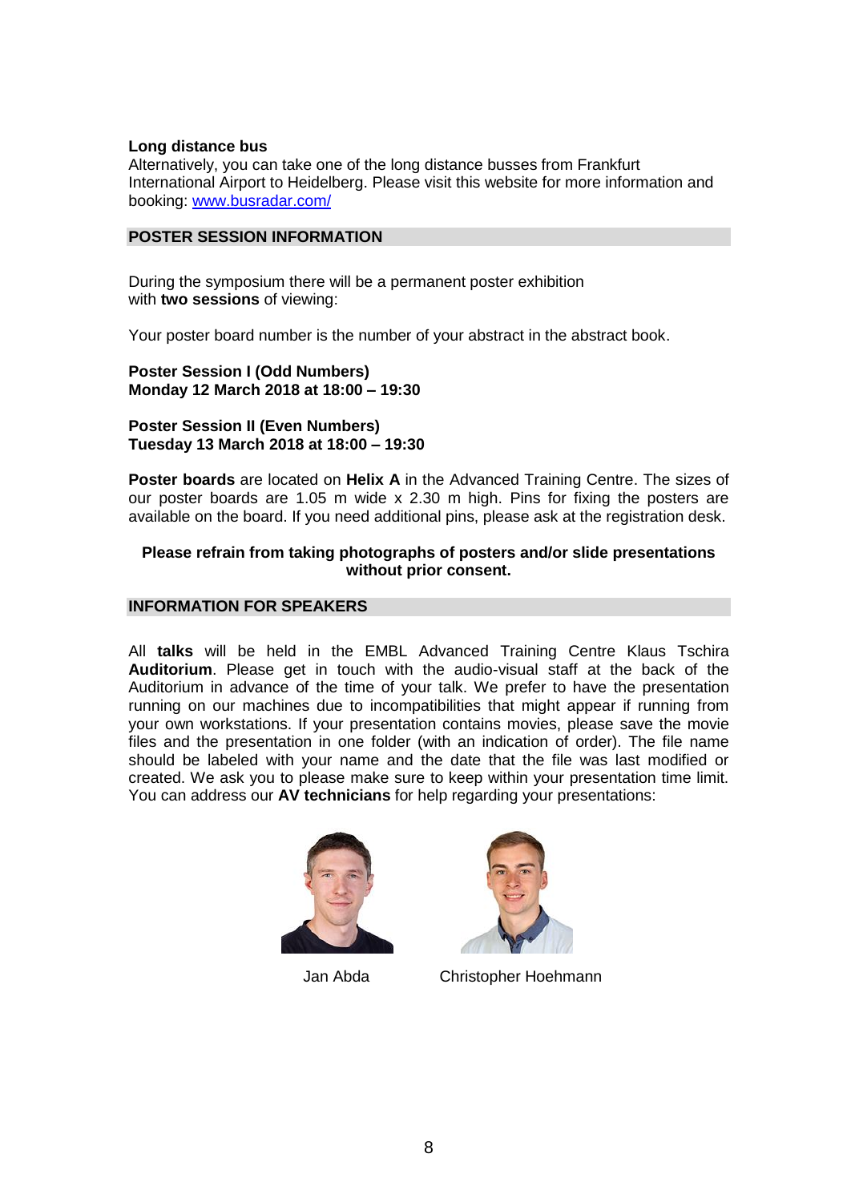**Long distance bus**
Alternatively, you can take one of the long distance busses from Frankfurt International Airport to Heidelberg. Please visit this website for more information and booking: [www.busradar.com/](http://www.busradar.com/)

## POSTER SESSION INFORMATION

During the symposium there will be a permanent poster exhibition with **two sessions** of viewing:

Your poster board number is the number of your abstract in the abstract book.

**Poster Session I (Odd Numbers)**
**Monday 12 March 2018 at 18:00 – 19:30**

**Poster Session II (Even Numbers)**
**Tuesday 13 March 2018 at 18:00 – 19:30**

**Poster boards** are located on **Helix A** in the Advanced Training Centre. The sizes of our poster boards are 1.05 m wide x 2.30 m high. Pins for fixing the posters are available on the board. If you need additional pins, please ask at the registration desk.

**Please refrain from taking photographs of posters and/or slide presentations without prior consent.**

## INFORMATION FOR SPEAKERS

All **talks** will be held in the EMBL Advanced Training Centre Klaus Tschira **Auditorium**. Please get in touch with the audio-visual staff at the back of the Auditorium in advance of the time of your talk. We prefer to have the presentation running on our machines due to incompatibilities that might appear if running from your own workstations. If your presentation contains movies, please save the movie files and the presentation in one folder (with an indication of order). The file name should be labeled with your name and the date that the file was last modified or created. We ask you to please make sure to keep within your presentation time limit. You can address our **AV technicians** for help regarding your presentations:

Jan Abda

Christopher Hoehmann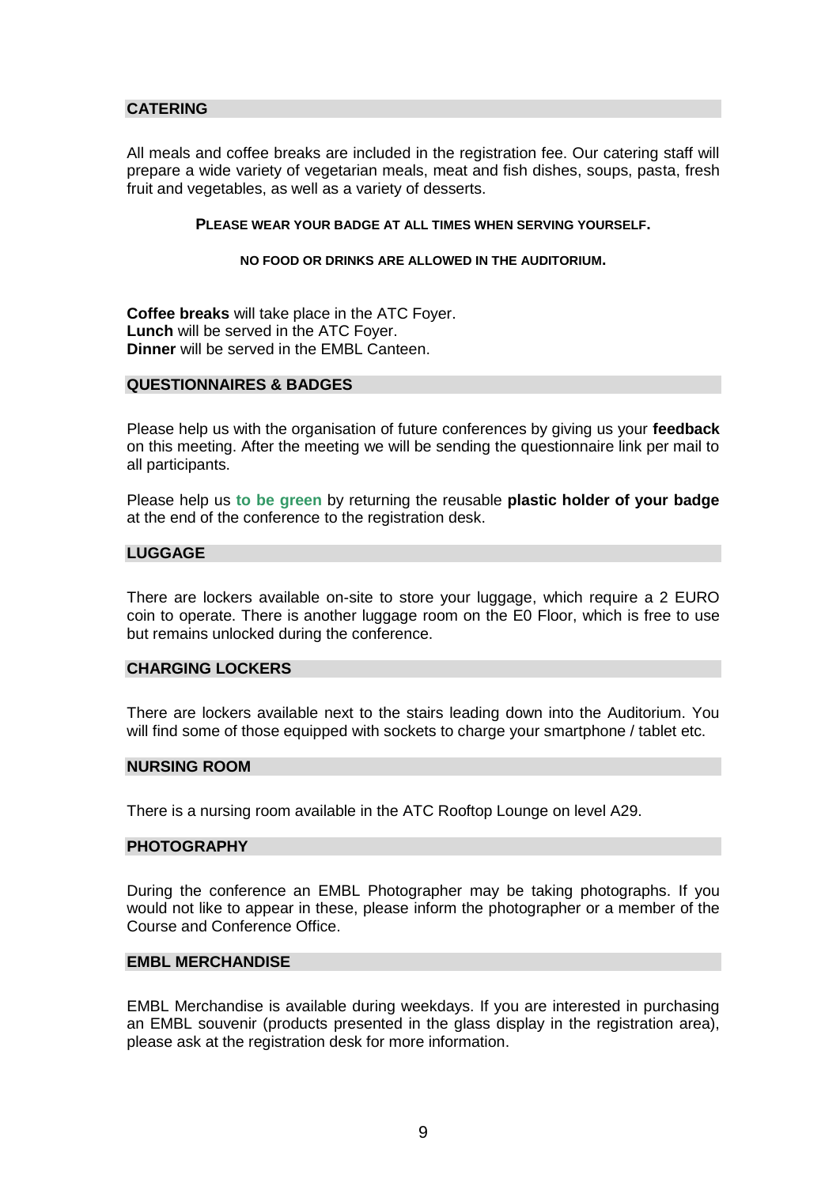## CATERING

All meals and coffee breaks are included in the registration fee. Our catering staff will prepare a wide variety of vegetarian meals, meat and fish dishes, soups, pasta, fresh fruit and vegetables, as well as a variety of desserts.

**PLEASE WEAR YOUR BADGE AT ALL TIMES WHEN SERVING YOURSELF.**

**NO FOOD OR DRINKS ARE ALLOWED IN THE AUDITORIUM.**

**Coffee breaks** will take place in the ATC Foyer.
**Lunch** will be served in the ATC Foyer.
**Dinner** will be served in the EMBL Canteen.

## QUESTIONNAIRES & BADGES

Please help us with the organisation of future conferences by giving us your **feedback** on this meeting. After the meeting we will be sending the questionnaire link per mail to all participants.

Please help us **to be green** by returning the reusable **plastic holder of your badge** at the end of the conference to the registration desk.

## LUGGAGE

There are lockers available on-site to store your luggage, which require a 2 EURO coin to operate. There is another luggage room on the E0 Floor, which is free to use but remains unlocked during the conference.

## CHARGING LOCKERS

There are lockers available next to the stairs leading down into the Auditorium. You will find some of those equipped with sockets to charge your smartphone / tablet etc.

## NURSING ROOM

There is a nursing room available in the ATC Rooftop Lounge on level A29.

## PHOTOGRAPHY

During the conference an EMBL Photographer may be taking photographs. If you would not like to appear in these, please inform the photographer or a member of the Course and Conference Office.

## EMBL MERCHANDISE

EMBL Merchandise is available during weekdays. If you are interested in purchasing an EMBL souvenir (products presented in the glass display in the registration area), please ask at the registration desk for more information.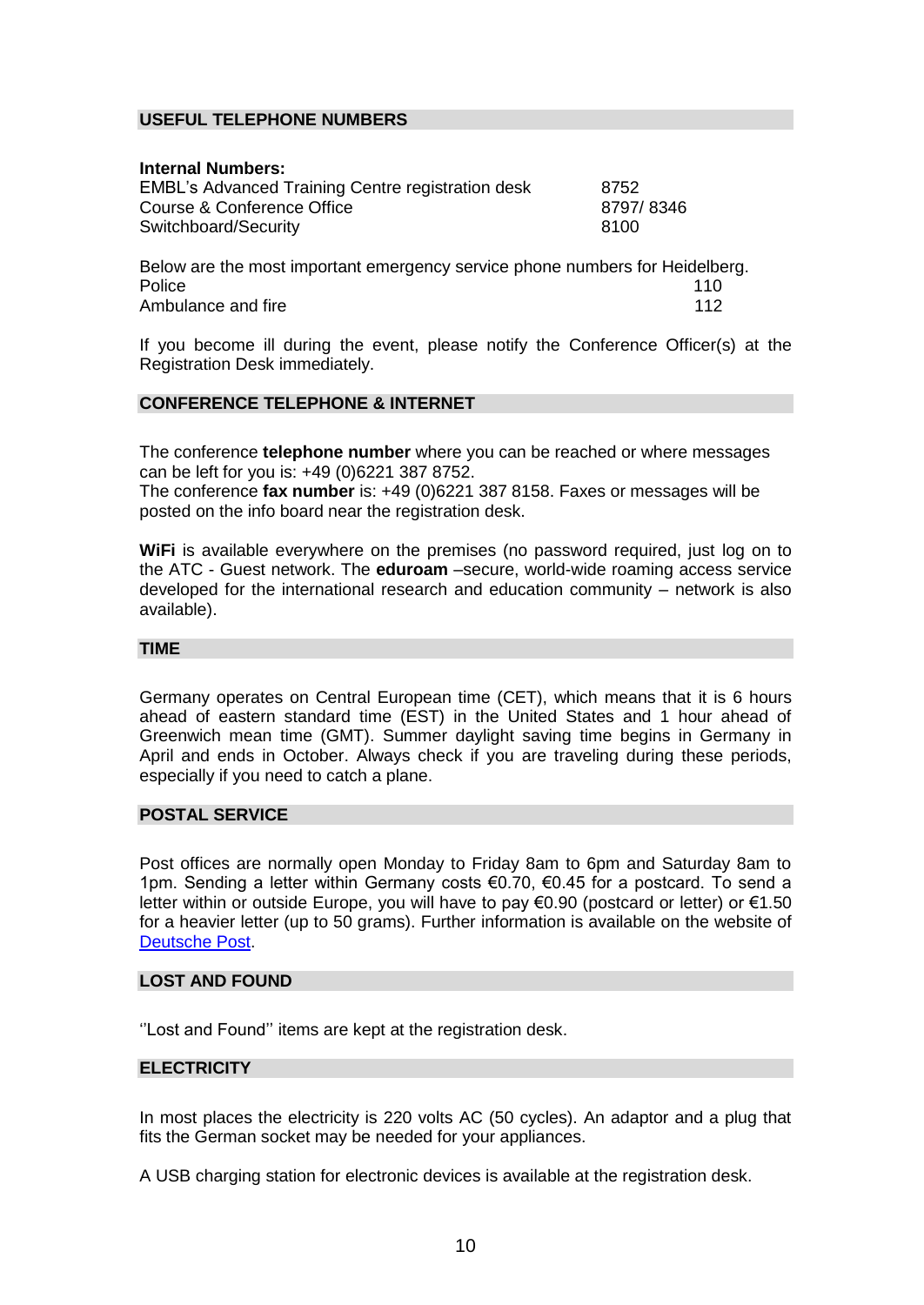## USEFUL TELEPHONE NUMBERS

**Internal Numbers:**

| | |
|---|---|
| EMBL's Advanced Training Centre registration desk | 8752 |
| Course & Conference Office | 8797/ 8346 |
| Switchboard/Security | 8100 |

Below are the most important emergency service phone numbers for Heidelberg.

| | |
|---|---|
| Police | 110 |
| Ambulance and fire | 112 |

If you become ill during the event, please notify the Conference Officer(s) at the Registration Desk immediately.

## CONFERENCE TELEPHONE & INTERNET

The conference **telephone number** where you can be reached or where messages can be left for you is: +49 (0)6221 387 8752.
The conference **fax number** is: +49 (0)6221 387 8158. Faxes or messages will be posted on the info board near the registration desk.

**WiFi** is available everywhere on the premises (no password required, just log on to the ATC - Guest network. The **eduroam** –secure, world-wide roaming access service developed for the international research and education community – network is also available).

## TIME

Germany operates on Central European time (CET), which means that it is 6 hours ahead of eastern standard time (EST) in the United States and 1 hour ahead of Greenwich mean time (GMT). Summer daylight saving time begins in Germany in April and ends in October. Always check if you are traveling during these periods, especially if you need to catch a plane.

## POSTAL SERVICE

Post offices are normally open Monday to Friday 8am to 6pm and Saturday 8am to 1pm. Sending a letter within Germany costs €0.70, €0.45 for a postcard. To send a letter within or outside Europe, you will have to pay €0.90 (postcard or letter) or €1.50 for a heavier letter (up to 50 grams). Further information is available on the website of Deutsche Post.

## LOST AND FOUND

''Lost and Found'' items are kept at the registration desk.

## ELECTRICITY

In most places the electricity is 220 volts AC (50 cycles). An adaptor and a plug that fits the German socket may be needed for your appliances.

A USB charging station for electronic devices is available at the registration desk.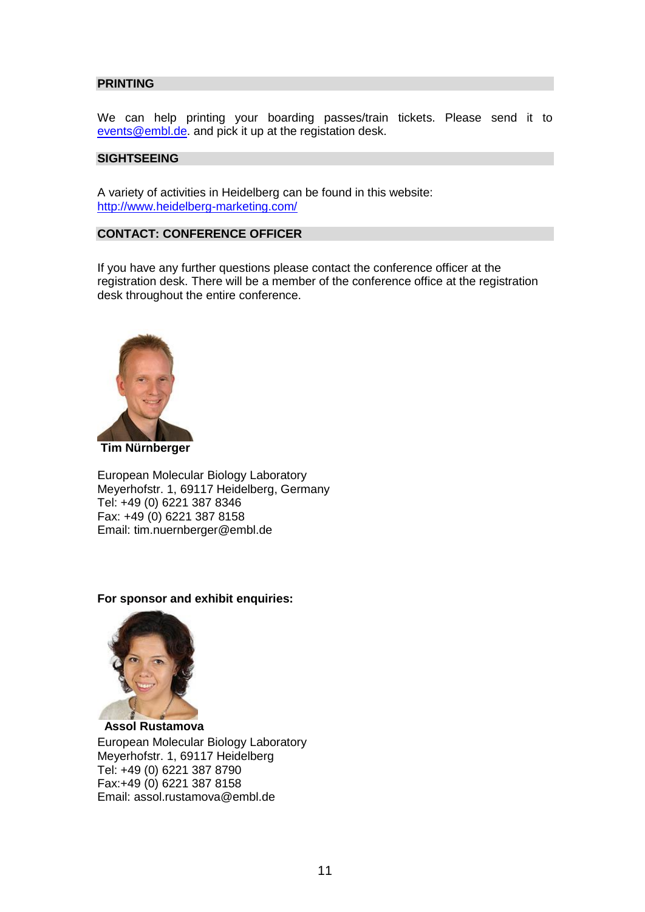## PRINTING

We can help printing your boarding passes/train tickets. Please send it to events@embl.de. and pick it up at the registation desk.

## SIGHTSEEING

A variety of activities in Heidelberg can be found in this website:
http://www.heidelberg-marketing.com/

## CONTACT: CONFERENCE OFFICER

If you have any further questions please contact the conference officer at the registration desk. There will be a member of the conference office at the registration desk throughout the entire conference.

**Tim Nürnberger**

European Molecular Biology Laboratory
Meyerhofstr. 1, 69117 Heidelberg, Germany
Tel: +49 (0) 6221 387 8346
Fax: +49 (0) 6221 387 8158
Email: tim.nuernberger@embl.de

**For sponsor and exhibit enquiries:**

**Assol Rustamova**
European Molecular Biology Laboratory
Meyerhofstr. 1, 69117 Heidelberg
Tel: +49 (0) 6221 387 8790
Fax:+49 (0) 6221 387 8158
Email: assol.rustamova@embl.de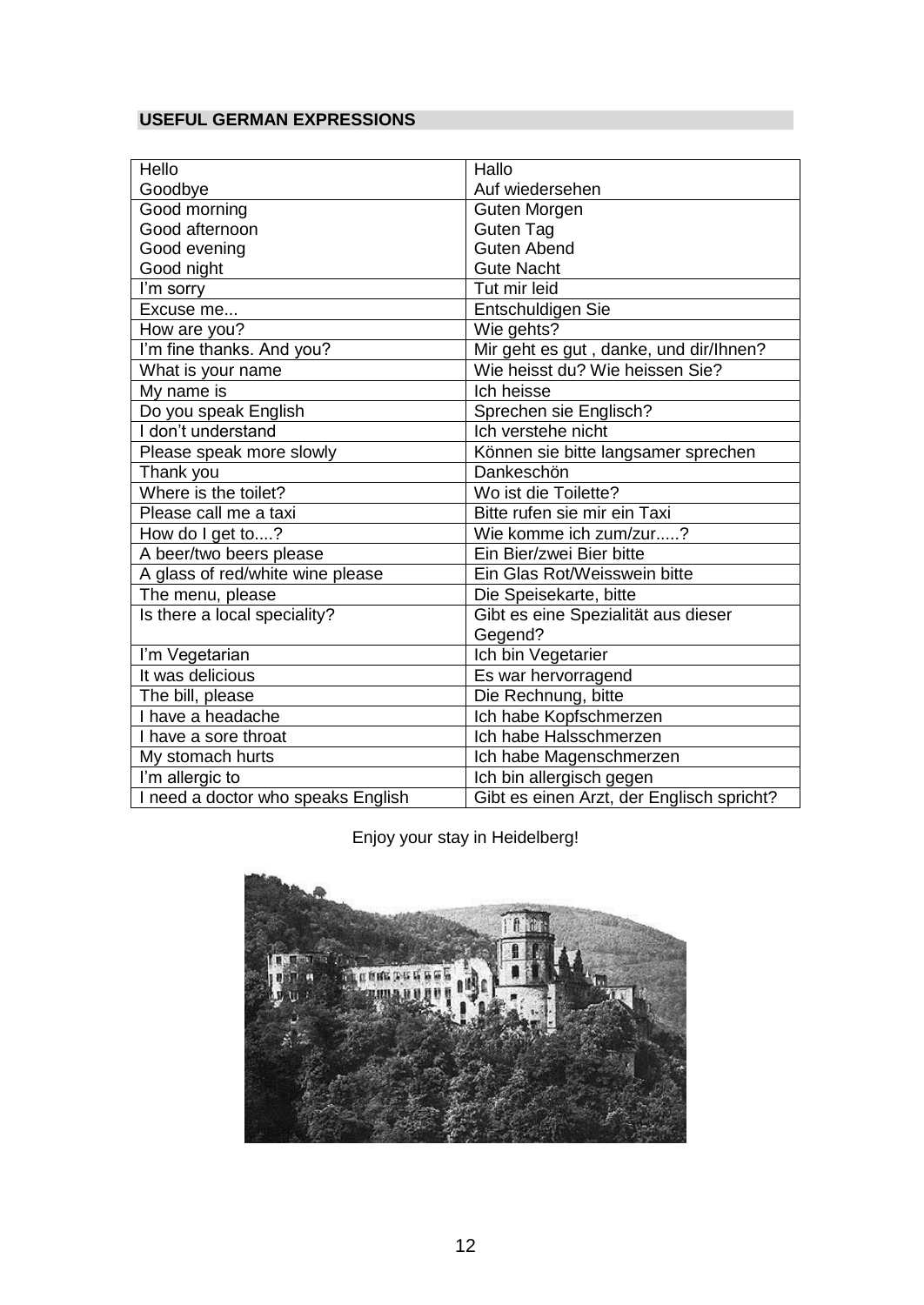**USEFUL GERMAN EXPRESSIONS**

| | |
|---|---|
| Hello<br>Goodbye | Hallo<br>Auf wiedersehen |
| Good morning<br>Good afternoon<br>Good evening<br>Good night | Guten Morgen<br>Guten Tag<br>Guten Abend<br>Gute Nacht |
| I'm sorry | Tut mir leid |
| Excuse me... | Entschuldigen Sie |
| How are you? | Wie gehts? |
| I'm fine thanks. And you? | Mir geht es gut , danke, und dir/Ihnen? |
| What is your name | Wie heisst du? Wie heissen Sie? |
| My name is | Ich heisse |
| Do you speak English | Sprechen sie Englisch? |
| I don't understand | Ich verstehe nicht |
| Please speak more slowly | Können sie bitte langsamer sprechen |
| Thank you | Dankeschön |
| Where is the toilet? | Wo ist die Toilette? |
| Please call me a taxi | Bitte rufen sie mir ein Taxi |
| How do I get to....? | Wie komme ich zum/zur.....? |
| A beer/two beers please | Ein Bier/zwei Bier bitte |
| A glass of red/white wine please | Ein Glas Rot/Weisswein bitte |
| The menu, please | Die Speisekarte, bitte |
| Is there a local speciality? | Gibt es eine Spezialität aus dieser Gegend? |
| I'm Vegetarian | Ich bin Vegetarier |
| It was delicious | Es war hervorragend |
| The bill, please | Die Rechnung, bitte |
| I have a headache | Ich habe Kopfschmerzen |
| I have a sore throat | Ich habe Halsschmerzen |
| My stomach hurts | Ich habe Magenschmerzen |
| I'm allergic to | Ich bin allergisch gegen |
| I need a doctor who speaks English | Gibt es einen Arzt, der Englisch spricht? |

Enjoy your stay in Heidelberg!